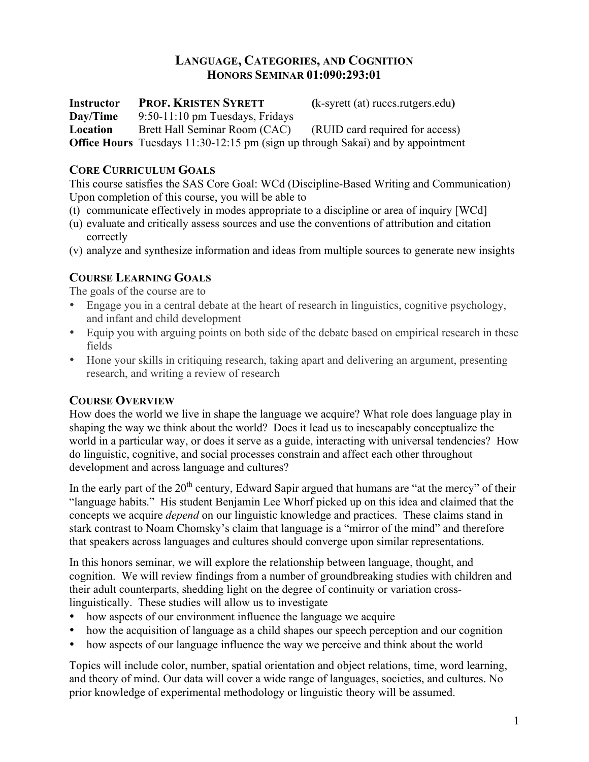# LANGUAGE, CATEGORIES, AND COGNITION
## HONORS SEMINAR 01:090:293:01

**Instructor** **PROF. KRISTEN SYRETT** **(**k-syrett (at) ruccs.rutgers.edu**)**
**Day/Time** 9:50-11:10 pm Tuesdays, Fridays
**Location** Brett Hall Seminar Room (CAC) (RUID card required for access)
**Office Hours** Tuesdays 11:30-12:15 pm (sign up through Sakai) and by appointment

### CORE CURRICULUM GOALS

This course satisfies the SAS Core Goal: WCd (Discipline-Based Writing and Communication)
Upon completion of this course, you will be able to

(t) communicate effectively in modes appropriate to a discipline or area of inquiry [WCd]
(u) evaluate and critically assess sources and use the conventions of attribution and citation correctly
(v) analyze and synthesize information and ideas from multiple sources to generate new insights

### COURSE LEARNING GOALS

The goals of the course are to

- Engage you in a central debate at the heart of research in linguistics, cognitive psychology, and infant and child development
- Equip you with arguing points on both side of the debate based on empirical research in these fields
- Hone your skills in critiquing research, taking apart and delivering an argument, presenting research, and writing a review of research

### COURSE OVERVIEW

How does the world we live in shape the language we acquire? What role does language play in shaping the way we think about the world? Does it lead us to inescapably conceptualize the world in a particular way, or does it serve as a guide, interacting with universal tendencies? How do linguistic, cognitive, and social processes constrain and affect each other throughout development and across language and cultures?

In the early part of the 20th century, Edward Sapir argued that humans are "at the mercy" of their "language habits." His student Benjamin Lee Whorf picked up on this idea and claimed that the concepts we acquire *depend* on our linguistic knowledge and practices. These claims stand in stark contrast to Noam Chomsky's claim that language is a "mirror of the mind" and therefore that speakers across languages and cultures should converge upon similar representations.

In this honors seminar, we will explore the relationship between language, thought, and cognition. We will review findings from a number of groundbreaking studies with children and their adult counterparts, shedding light on the degree of continuity or variation cross-linguistically. These studies will allow us to investigate

- how aspects of our environment influence the language we acquire
- how the acquisition of language as a child shapes our speech perception and our cognition
- how aspects of our language influence the way we perceive and think about the world

Topics will include color, number, spatial orientation and object relations, time, word learning, and theory of mind. Our data will cover a wide range of languages, societies, and cultures. No prior knowledge of experimental methodology or linguistic theory will be assumed.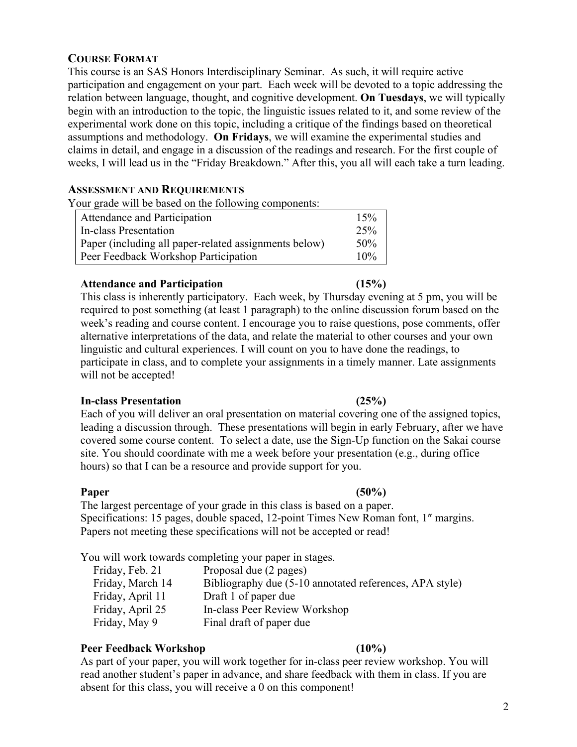## COURSE FORMAT

This course is an SAS Honors Interdisciplinary Seminar. As such, it will require active participation and engagement on your part. Each week will be devoted to a topic addressing the relation between language, thought, and cognitive development. **On Tuesdays**, we will typically begin with an introduction to the topic, the linguistic issues related to it, and some review of the experimental work done on this topic, including a critique of the findings based on theoretical assumptions and methodology. **On Fridays**, we will examine the experimental studies and claims in detail, and engage in a discussion of the readings and research. For the first couple of weeks, I will lead us in the "Friday Breakdown." After this, you all will each take a turn leading.

## ASSESSMENT AND REQUIREMENTS

Your grade will be based on the following components:

| Component | Weight |
| --- | --- |
| Attendance and Participation | 15% |
| In-class Presentation | 25% |
| Paper (including all paper-related assignments below) | 50% |
| Peer Feedback Workshop Participation | 10% |

### Attendance and Participation (15%)

This class is inherently participatory. Each week, by Thursday evening at 5 pm, you will be required to post something (at least 1 paragraph) to the online discussion forum based on the week's reading and course content. I encourage you to raise questions, pose comments, offer alternative interpretations of the data, and relate the material to other courses and your own linguistic and cultural experiences. I will count on you to have done the readings, to participate in class, and to complete your assignments in a timely manner. Late assignments will not be accepted!

### In-class Presentation (25%)

Each of you will deliver an oral presentation on material covering one of the assigned topics, leading a discussion through. These presentations will begin in early February, after we have covered some course content. To select a date, use the Sign-Up function on the Sakai course site. You should coordinate with me a week before your presentation (e.g., during office hours) so that I can be a resource and provide support for you.

### Paper (50%)

The largest percentage of your grade in this class is based on a paper.
Specifications: 15 pages, double spaced, 12-point Times New Roman font, 1″ margins.
Papers not meeting these specifications will not be accepted or read!

You will work towards completing your paper in stages.

| Date | Assignment |
| --- | --- |
| Friday, Feb. 21 | Proposal due (2 pages) |
| Friday, March 14 | Bibliography due (5-10 annotated references, APA style) |
| Friday, April 11 | Draft 1 of paper due |
| Friday, April 25 | In-class Peer Review Workshop |
| Friday, May 9 | Final draft of paper due |

### Peer Feedback Workshop (10%)

As part of your paper, you will work together for in-class peer review workshop. You will read another student's paper in advance, and share feedback with them in class. If you are absent for this class, you will receive a 0 on this component!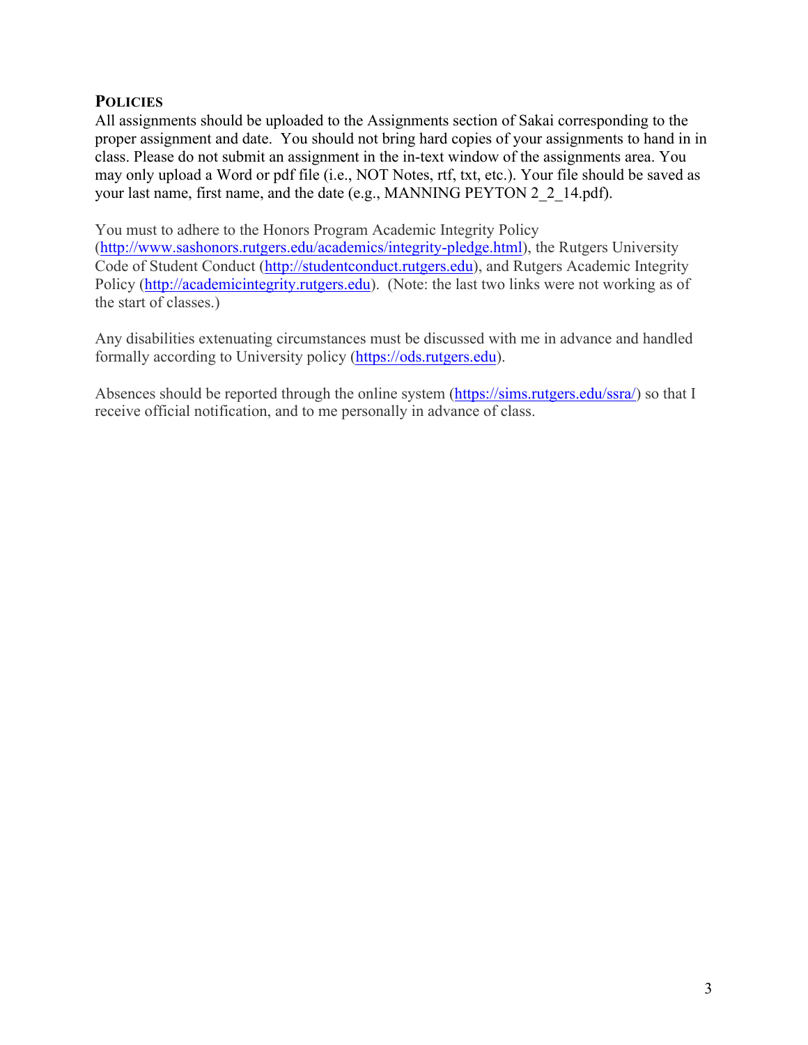## POLICIES

All assignments should be uploaded to the Assignments section of Sakai corresponding to the proper assignment and date. You should not bring hard copies of your assignments to hand in in class. Please do not submit an assignment in the in-text window of the assignments area. You may only upload a Word or pdf file (i.e., NOT Notes, rtf, txt, etc.). Your file should be saved as your last name, first name, and the date (e.g., MANNING PEYTON 2_2_14.pdf).

You must to adhere to the Honors Program Academic Integrity Policy (http://www.sashonors.rutgers.edu/academics/integrity-pledge.html), the Rutgers University Code of Student Conduct (http://studentconduct.rutgers.edu), and Rutgers Academic Integrity Policy (http://academicintegrity.rutgers.edu). (Note: the last two links were not working as of the start of classes.)

Any disabilities extenuating circumstances must be discussed with me in advance and handled formally according to University policy (https://ods.rutgers.edu).

Absences should be reported through the online system (https://sims.rutgers.edu/ssra/) so that I receive official notification, and to me personally in advance of class.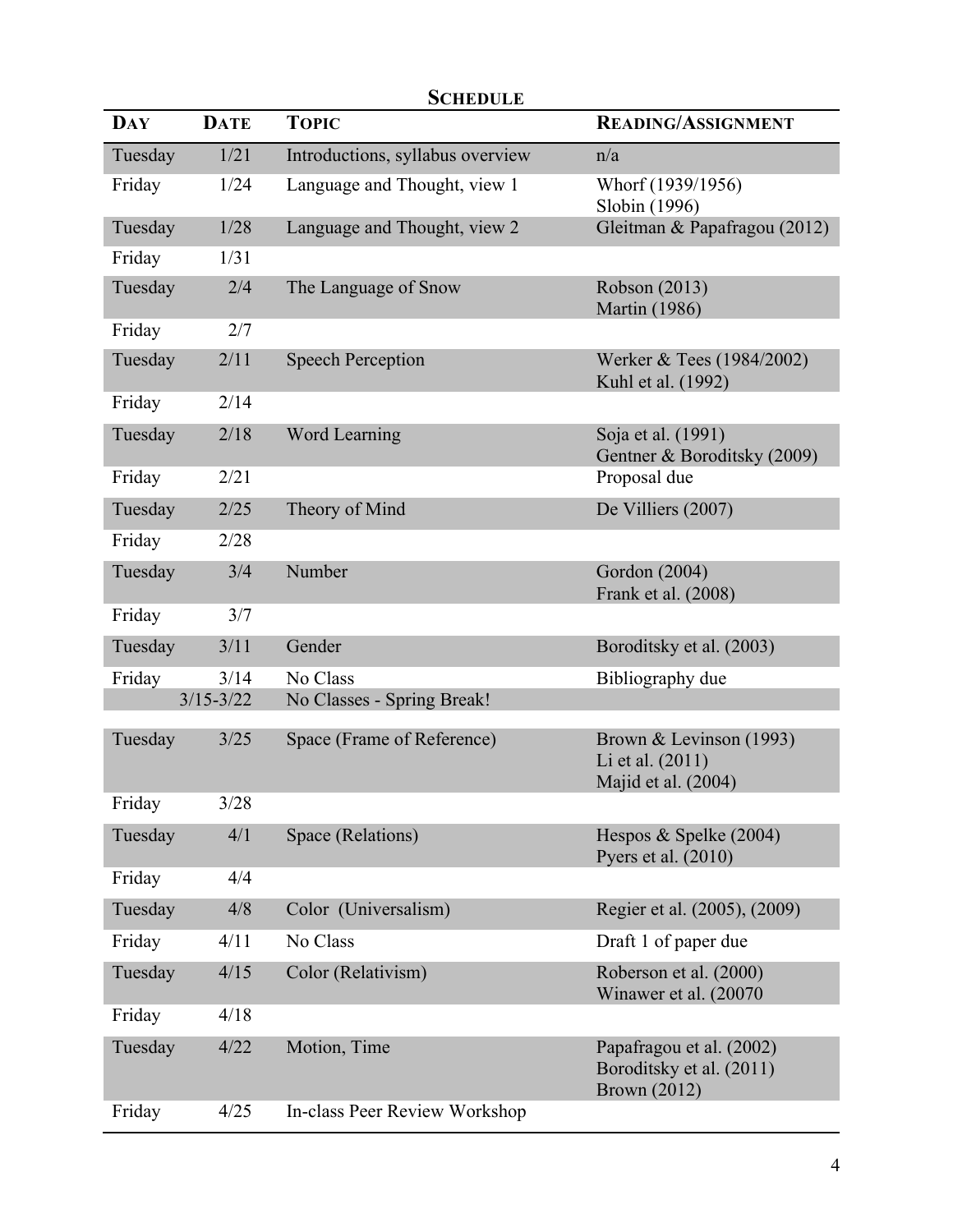## SCHEDULE

| DAY | DATE | TOPIC | READING/ASSIGNMENT |
|---|---|---|---|
| Tuesday | 1/21 | Introductions, syllabus overview | n/a |
| Friday | 1/24 | Language and Thought, view 1 | Whorf (1939/1956)<br>Slobin (1996) |
| Tuesday | 1/28 | Language and Thought, view 2 | Gleitman & Papafragou (2012) |
| Friday | 1/31 | | |
| Tuesday | 2/4 | The Language of Snow | Robson (2013)<br>Martin (1986) |
| Friday | 2/7 | | |
| Tuesday | 2/11 | Speech Perception | Werker & Tees (1984/2002)<br>Kuhl et al. (1992) |
| Friday | 2/14 | | |
| Tuesday | 2/18 | Word Learning | Soja et al. (1991)<br>Gentner & Boroditsky (2009) |
| Friday | 2/21 | | Proposal due |
| Tuesday | 2/25 | Theory of Mind | De Villiers (2007) |
| Friday | 2/28 | | |
| Tuesday | 3/4 | Number | Gordon (2004)<br>Frank et al. (2008) |
| Friday | 3/7 | | |
| Tuesday | 3/11 | Gender | Boroditsky et al. (2003) |
| Friday | 3/14 | No Class | Bibliography due |
| | 3/15-3/22 | No Classes - Spring Break! | |
| Tuesday | 3/25 | Space (Frame of Reference) | Brown & Levinson (1993)<br>Li et al. (2011)<br>Majid et al. (2004) |
| Friday | 3/28 | | |
| Tuesday | 4/1 | Space (Relations) | Hespos & Spelke (2004)<br>Pyers et al. (2010) |
| Friday | 4/4 | | |
| Tuesday | 4/8 | Color (Universalism) | Regier et al. (2005), (2009) |
| Friday | 4/11 | No Class | Draft 1 of paper due |
| Tuesday | 4/15 | Color (Relativism) | Roberson et al. (2000)<br>Winawer et al. (20070 |
| Friday | 4/18 | | |
| Tuesday | 4/22 | Motion, Time | Papafragou et al. (2002)<br>Boroditsky et al. (2011)<br>Brown (2012) |
| Friday | 4/25 | In-class Peer Review Workshop | |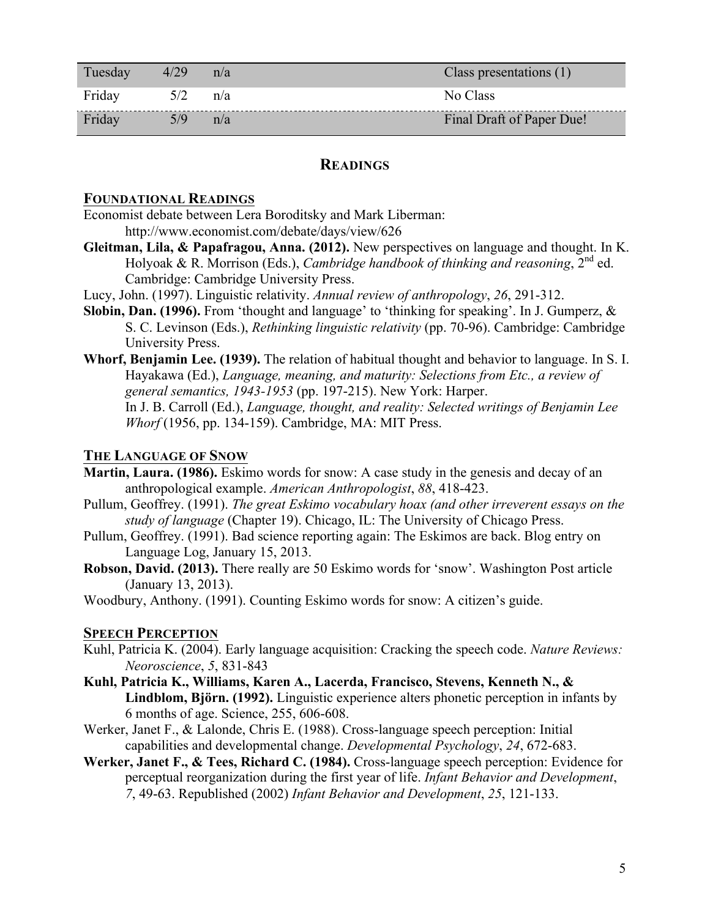| Tuesday | 4/29 | n/a | Class presentations (1) |
|---|---|---|---|
| Friday | 5/2 | n/a | No Class |
| Friday | 5/9 | n/a | Final Draft of Paper Due! |

## READINGS

### FOUNDATIONAL READINGS

Economist debate between Lera Boroditsky and Mark Liberman: http://www.economist.com/debate/days/view/626

**Gleitman, Lila, & Papafragou, Anna. (2012).** New perspectives on language and thought. In K. Holyoak & R. Morrison (Eds.), *Cambridge handbook of thinking and reasoning*, 2nd ed. Cambridge: Cambridge University Press.

Lucy, John. (1997). Linguistic relativity. *Annual review of anthropology*, *26*, 291-312.

**Slobin, Dan. (1996).** From 'thought and language' to 'thinking for speaking'. In J. Gumperz, & S. C. Levinson (Eds.), *Rethinking linguistic relativity* (pp. 70-96). Cambridge: Cambridge University Press.

**Whorf, Benjamin Lee. (1939).** The relation of habitual thought and behavior to language. In S. I. Hayakawa (Ed.), *Language, meaning, and maturity: Selections from Etc., a review of general semantics, 1943-1953* (pp. 197-215). New York: Harper. In J. B. Carroll (Ed.), *Language, thought, and reality: Selected writings of Benjamin Lee Whorf* (1956, pp. 134-159). Cambridge, MA: MIT Press.

### THE LANGUAGE OF SNOW

**Martin, Laura. (1986).** Eskimo words for snow: A case study in the genesis and decay of an anthropological example. *American Anthropologist*, *88*, 418-423.

Pullum, Geoffrey. (1991). *The great Eskimo vocabulary hoax (and other irreverent essays on the study of language* (Chapter 19). Chicago, IL: The University of Chicago Press.

Pullum, Geoffrey. (1991). Bad science reporting again: The Eskimos are back. Blog entry on Language Log, January 15, 2013.

**Robson, David. (2013).** There really are 50 Eskimo words for 'snow'. Washington Post article (January 13, 2013).

Woodbury, Anthony. (1991). Counting Eskimo words for snow: A citizen's guide.

### SPEECH PERCEPTION

Kuhl, Patricia K. (2004). Early language acquisition: Cracking the speech code. *Nature Reviews: Neoroscience*, *5*, 831-843

**Kuhl, Patricia K., Williams, Karen A., Lacerda, Francisco, Stevens, Kenneth N., & Lindblom, Björn. (1992).** Linguistic experience alters phonetic perception in infants by 6 months of age. Science, 255, 606-608.

Werker, Janet F., & Lalonde, Chris E. (1988). Cross-language speech perception: Initial capabilities and developmental change. *Developmental Psychology*, *24*, 672-683.

**Werker, Janet F., & Tees, Richard C. (1984).** Cross-language speech perception: Evidence for perceptual reorganization during the first year of life. *Infant Behavior and Development*, *7*, 49-63. Republished (2002) *Infant Behavior and Development*, *25*, 121-133.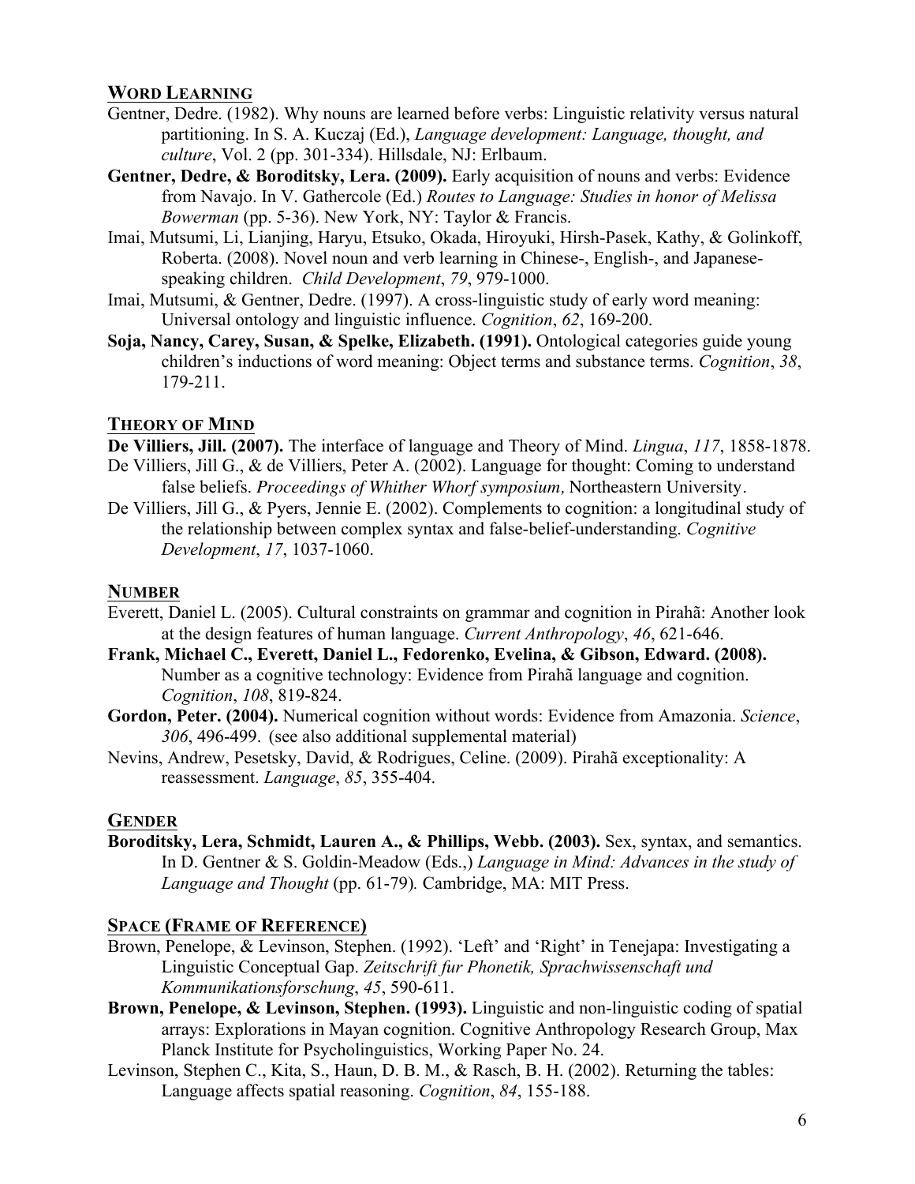## WORD LEARNING

Gentner, Dedre. (1982). Why nouns are learned before verbs: Linguistic relativity versus natural partitioning. In S. A. Kuczaj (Ed.), *Language development: Language, thought, and culture*, Vol. 2 (pp. 301-334). Hillsdale, NJ: Erlbaum.

**Gentner, Dedre, & Boroditsky, Lera. (2009).** Early acquisition of nouns and verbs: Evidence from Navajo. In V. Gathercole (Ed.) *Routes to Language: Studies in honor of Melissa Bowerman* (pp. 5-36). New York, NY: Taylor & Francis.

Imai, Mutsumi, Li, Lianjing, Haryu, Etsuko, Okada, Hiroyuki, Hirsh-Pasek, Kathy, & Golinkoff, Roberta. (2008). Novel noun and verb learning in Chinese-, English-, and Japanese-speaking children. *Child Development*, *79*, 979-1000.

Imai, Mutsumi, & Gentner, Dedre. (1997). A cross-linguistic study of early word meaning: Universal ontology and linguistic influence. *Cognition*, *62*, 169-200.

**Soja, Nancy, Carey, Susan, & Spelke, Elizabeth. (1991).** Ontological categories guide young children's inductions of word meaning: Object terms and substance terms. *Cognition*, *38*, 179-211.

## THEORY OF MIND

**De Villiers, Jill. (2007).** The interface of language and Theory of Mind. *Lingua*, *117*, 1858-1878.

De Villiers, Jill G., & de Villiers, Peter A. (2002). Language for thought: Coming to understand false beliefs. *Proceedings of Whither Whorf symposium*, Northeastern University.

De Villiers, Jill G., & Pyers, Jennie E. (2002). Complements to cognition: a longitudinal study of the relationship between complex syntax and false-belief-understanding. *Cognitive Development*, *17*, 1037-1060.

## NUMBER

Everett, Daniel L. (2005). Cultural constraints on grammar and cognition in Pirahã: Another look at the design features of human language. *Current Anthropology*, *46*, 621-646.

**Frank, Michael C., Everett, Daniel L., Fedorenko, Evelina, & Gibson, Edward. (2008).** Number as a cognitive technology: Evidence from Pirahã language and cognition. *Cognition*, *108*, 819-824.

**Gordon, Peter. (2004).** Numerical cognition without words: Evidence from Amazonia. *Science*, *306*, 496-499. (see also additional supplemental material)

Nevins, Andrew, Pesetsky, David, & Rodrigues, Celine. (2009). Pirahã exceptionality: A reassessment. *Language*, *85*, 355-404.

## GENDER

**Boroditsky, Lera, Schmidt, Lauren A., & Phillips, Webb. (2003).** Sex, syntax, and semantics. In D. Gentner & S. Goldin-Meadow (Eds.,) *Language in Mind: Advances in the study of Language and Thought* (pp. 61-79)*.* Cambridge, MA: MIT Press.

## SPACE (FRAME OF REFERENCE)

Brown, Penelope, & Levinson, Stephen. (1992). 'Left' and 'Right' in Tenejapa: Investigating a Linguistic Conceptual Gap. *Zeitschrift fur Phonetik, Sprachwissenschaft und Kommunikationsforschung*, *45*, 590-611.

**Brown, Penelope, & Levinson, Stephen. (1993).** Linguistic and non-linguistic coding of spatial arrays: Explorations in Mayan cognition. Cognitive Anthropology Research Group, Max Planck Institute for Psycholinguistics, Working Paper No. 24.

Levinson, Stephen C., Kita, S., Haun, D. B. M., & Rasch, B. H. (2002). Returning the tables: Language affects spatial reasoning. *Cognition*, *84*, 155-188.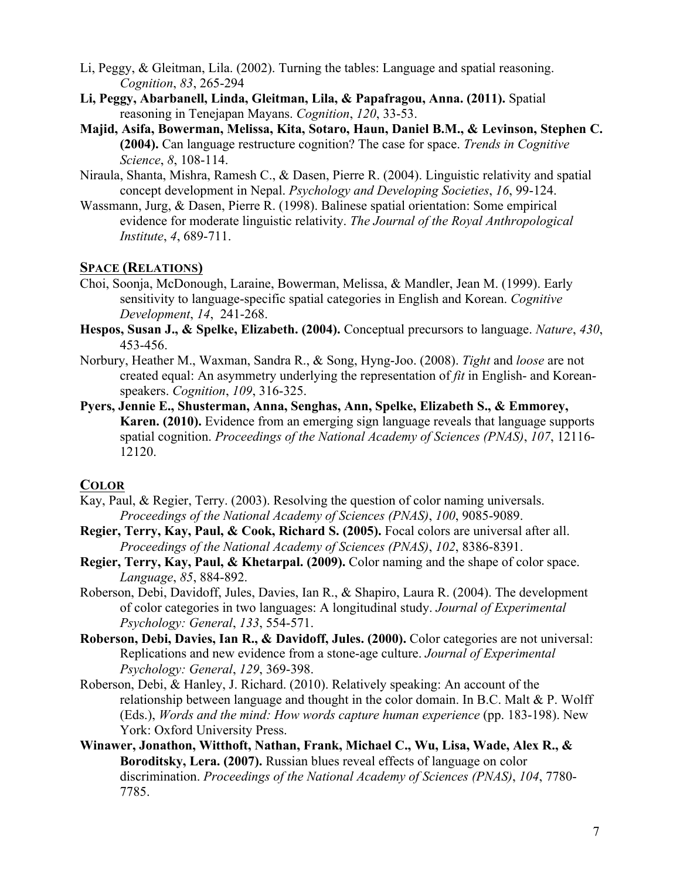Li, Peggy, & Gleitman, Lila. (2002). Turning the tables: Language and spatial reasoning. *Cognition*, *83*, 265-294

**Li, Peggy, Abarbanell, Linda, Gleitman, Lila, & Papafragou, Anna. (2011).** Spatial reasoning in Tenejapan Mayans. *Cognition*, *120*, 33-53.

**Majid, Asifa, Bowerman, Melissa, Kita, Sotaro, Haun, Daniel B.M., & Levinson, Stephen C. (2004).** Can language restructure cognition? The case for space. *Trends in Cognitive Science*, *8*, 108-114.

Niraula, Shanta, Mishra, Ramesh C., & Dasen, Pierre R. (2004). Linguistic relativity and spatial concept development in Nepal. *Psychology and Developing Societies*, *16*, 99-124.

Wassmann, Jurg, & Dasen, Pierre R. (1998). Balinese spatial orientation: Some empirical evidence for moderate linguistic relativity. *The Journal of the Royal Anthropological Institute*, *4*, 689-711.

## SPACE (RELATIONS)

Choi, Soonja, McDonough, Laraine, Bowerman, Melissa, & Mandler, Jean M. (1999). Early sensitivity to language-specific spatial categories in English and Korean. *Cognitive Development*, *14*, 241-268.

**Hespos, Susan J., & Spelke, Elizabeth. (2004).** Conceptual precursors to language. *Nature*, *430*, 453-456.

Norbury, Heather M., Waxman, Sandra R., & Song, Hyng-Joo. (2008). *Tight* and *loose* are not created equal: An asymmetry underlying the representation of *fit* in English- and Korean-speakers. *Cognition*, *109*, 316-325.

**Pyers, Jennie E., Shusterman, Anna, Senghas, Ann, Spelke, Elizabeth S., & Emmorey, Karen. (2010).** Evidence from an emerging sign language reveals that language supports spatial cognition. *Proceedings of the National Academy of Sciences (PNAS)*, *107*, 12116-12120.

## COLOR

Kay, Paul, & Regier, Terry. (2003). Resolving the question of color naming universals. *Proceedings of the National Academy of Sciences (PNAS)*, *100*, 9085-9089.

**Regier, Terry, Kay, Paul, & Cook, Richard S. (2005).** Focal colors are universal after all. *Proceedings of the National Academy of Sciences (PNAS)*, *102*, 8386-8391.

**Regier, Terry, Kay, Paul, & Khetarpal. (2009).** Color naming and the shape of color space. *Language*, *85*, 884-892.

Roberson, Debi, Davidoff, Jules, Davies, Ian R., & Shapiro, Laura R. (2004). The development of color categories in two languages: A longitudinal study. *Journal of Experimental Psychology: General*, *133*, 554-571.

**Roberson, Debi, Davies, Ian R., & Davidoff, Jules. (2000).** Color categories are not universal: Replications and new evidence from a stone-age culture. *Journal of Experimental Psychology: General*, *129*, 369-398.

Roberson, Debi, & Hanley, J. Richard. (2010). Relatively speaking: An account of the relationship between language and thought in the color domain. In B.C. Malt & P. Wolff (Eds.), *Words and the mind: How words capture human experience* (pp. 183-198). New York: Oxford University Press.

**Winawer, Jonathon, Witthoft, Nathan, Frank, Michael C., Wu, Lisa, Wade, Alex R., & Boroditsky, Lera. (2007).** Russian blues reveal effects of language on color discrimination. *Proceedings of the National Academy of Sciences (PNAS)*, *104*, 7780-7785.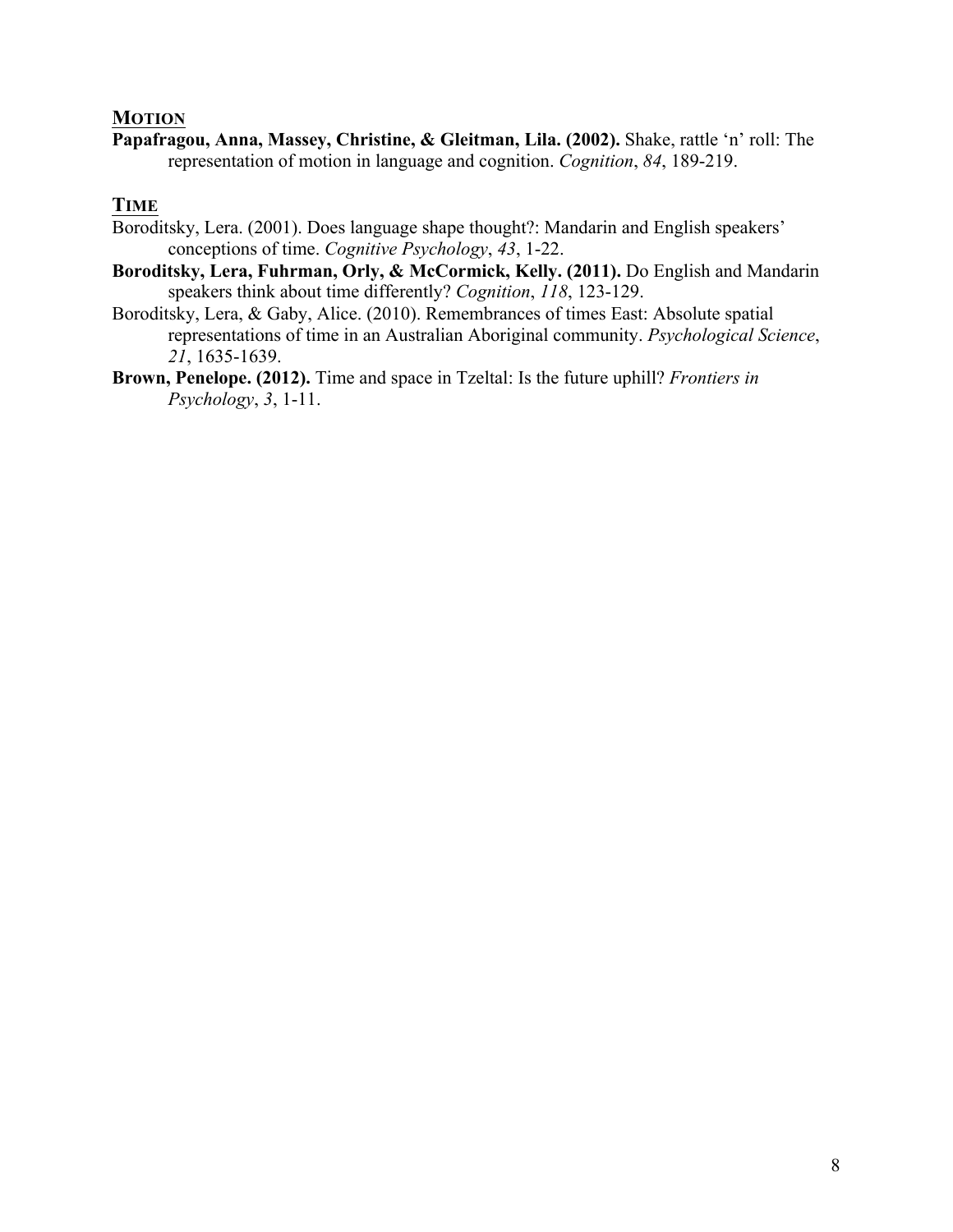## MOTION

**Papafragou, Anna, Massey, Christine, & Gleitman, Lila. (2002).** Shake, rattle 'n' roll: The representation of motion in language and cognition. *Cognition*, *84*, 189-219.

## TIME

Boroditsky, Lera. (2001). Does language shape thought?: Mandarin and English speakers' conceptions of time. *Cognitive Psychology*, *43*, 1-22.

**Boroditsky, Lera, Fuhrman, Orly, & McCormick, Kelly. (2011).** Do English and Mandarin speakers think about time differently? *Cognition*, *118*, 123-129.

Boroditsky, Lera, & Gaby, Alice. (2010). Remembrances of times East: Absolute spatial representations of time in an Australian Aboriginal community. *Psychological Science*, *21*, 1635-1639.

**Brown, Penelope. (2012).** Time and space in Tzeltal: Is the future uphill? *Frontiers in Psychology*, *3*, 1-11.